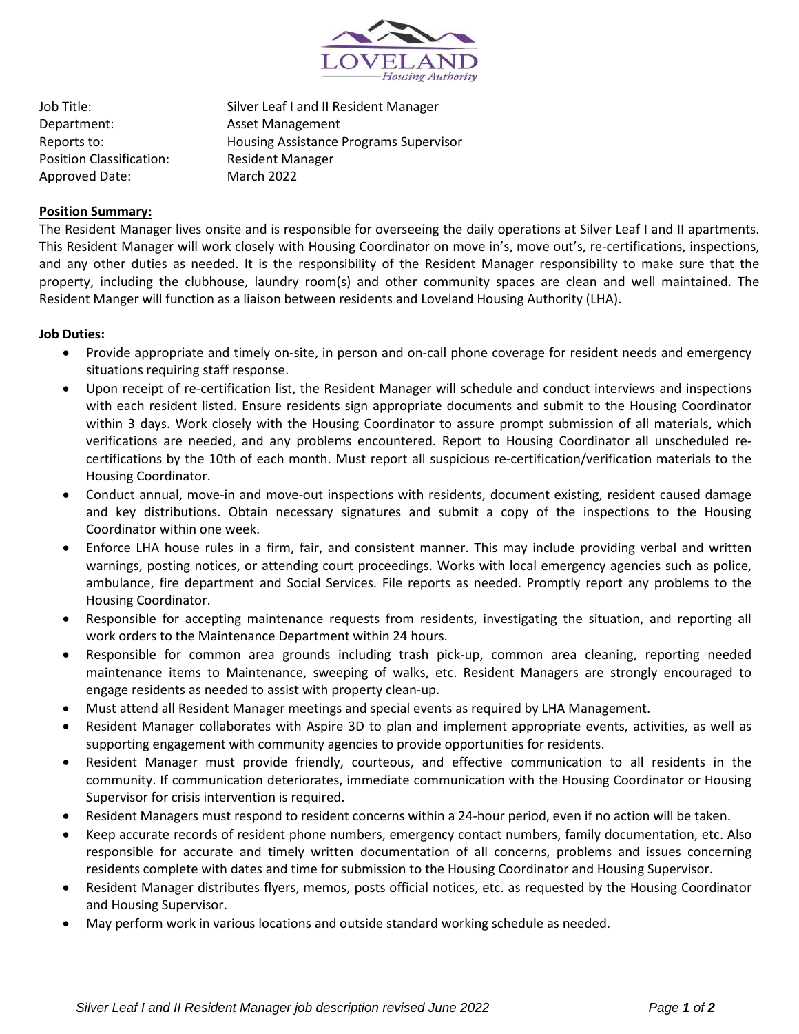LOVELAND Housing Authority

| | |
|---|---|
| Job Title: | Silver Leaf I and II Resident Manager |
| Department: | Asset Management |
| Reports to: | Housing Assistance Programs Supervisor |
| Position Classification: | Resident Manager |
| Approved Date: | March 2022 |

**Position Summary:**

The Resident Manager lives onsite and is responsible for overseeing the daily operations at Silver Leaf I and II apartments. This Resident Manager will work closely with Housing Coordinator on move in's, move out's, re-certifications, inspections, and any other duties as needed. It is the responsibility of the Resident Manager responsibility to make sure that the property, including the clubhouse, laundry room(s) and other community spaces are clean and well maintained. The Resident Manger will function as a liaison between residents and Loveland Housing Authority (LHA).

**Job Duties:**

- Provide appropriate and timely on-site, in person and on-call phone coverage for resident needs and emergency situations requiring staff response.
- Upon receipt of re-certification list, the Resident Manager will schedule and conduct interviews and inspections with each resident listed. Ensure residents sign appropriate documents and submit to the Housing Coordinator within 3 days. Work closely with the Housing Coordinator to assure prompt submission of all materials, which verifications are needed, and any problems encountered. Report to Housing Coordinator all unscheduled re-certifications by the 10th of each month. Must report all suspicious re-certification/verification materials to the Housing Coordinator.
- Conduct annual, move-in and move-out inspections with residents, document existing, resident caused damage and key distributions. Obtain necessary signatures and submit a copy of the inspections to the Housing Coordinator within one week.
- Enforce LHA house rules in a firm, fair, and consistent manner. This may include providing verbal and written warnings, posting notices, or attending court proceedings. Works with local emergency agencies such as police, ambulance, fire department and Social Services. File reports as needed. Promptly report any problems to the Housing Coordinator.
- Responsible for accepting maintenance requests from residents, investigating the situation, and reporting all work orders to the Maintenance Department within 24 hours.
- Responsible for common area grounds including trash pick-up, common area cleaning, reporting needed maintenance items to Maintenance, sweeping of walks, etc. Resident Managers are strongly encouraged to engage residents as needed to assist with property clean-up.
- Must attend all Resident Manager meetings and special events as required by LHA Management.
- Resident Manager collaborates with Aspire 3D to plan and implement appropriate events, activities, as well as supporting engagement with community agencies to provide opportunities for residents.
- Resident Manager must provide friendly, courteous, and effective communication to all residents in the community. If communication deteriorates, immediate communication with the Housing Coordinator or Housing Supervisor for crisis intervention is required.
- Resident Managers must respond to resident concerns within a 24-hour period, even if no action will be taken.
- Keep accurate records of resident phone numbers, emergency contact numbers, family documentation, etc. Also responsible for accurate and timely written documentation of all concerns, problems and issues concerning residents complete with dates and time for submission to the Housing Coordinator and Housing Supervisor.
- Resident Manager distributes flyers, memos, posts official notices, etc. as requested by the Housing Coordinator and Housing Supervisor.
- May perform work in various locations and outside standard working schedule as needed.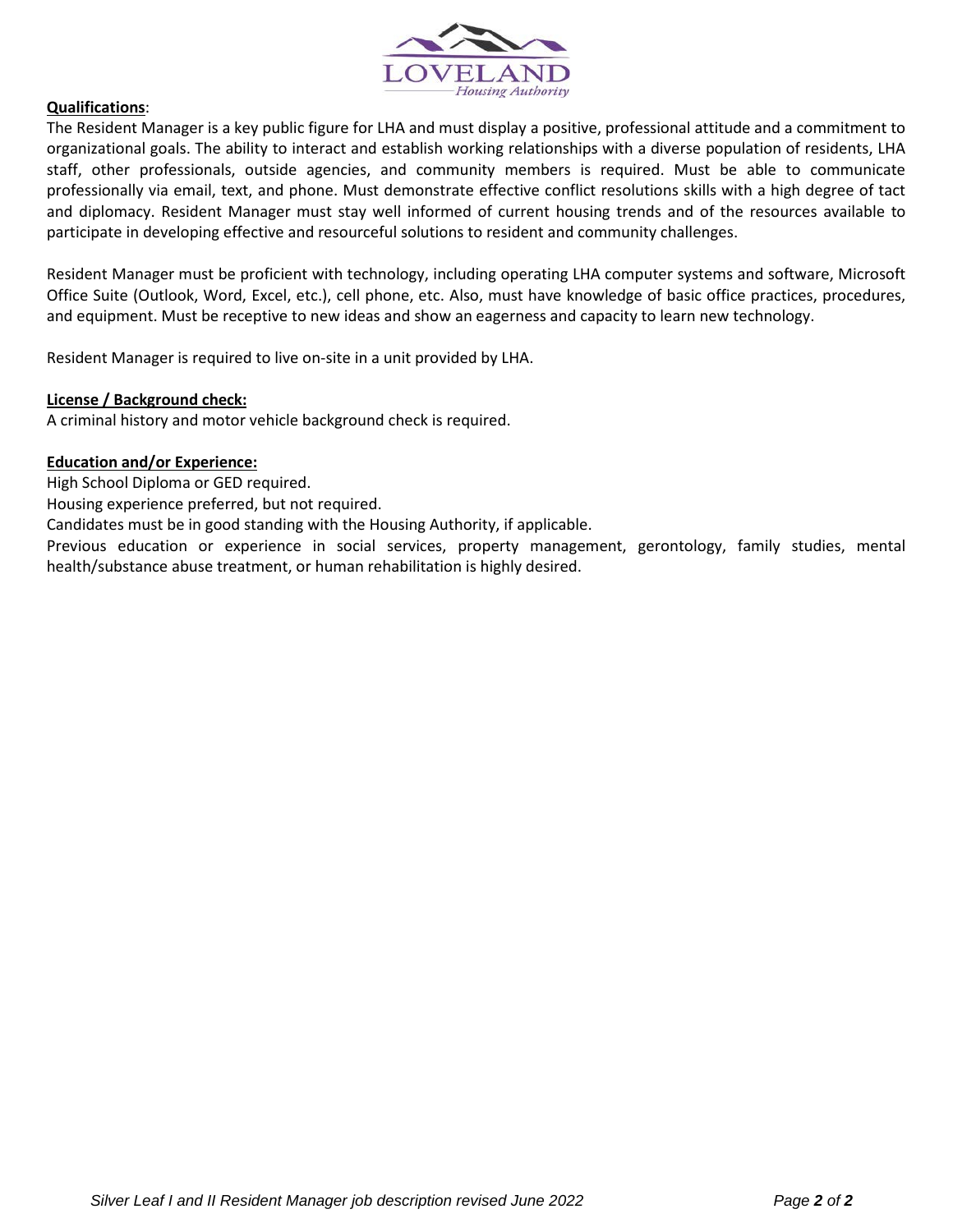**Qualifications**:

The Resident Manager is a key public figure for LHA and must display a positive, professional attitude and a commitment to organizational goals. The ability to interact and establish working relationships with a diverse population of residents, LHA staff, other professionals, outside agencies, and community members is required. Must be able to communicate professionally via email, text, and phone. Must demonstrate effective conflict resolutions skills with a high degree of tact and diplomacy. Resident Manager must stay well informed of current housing trends and of the resources available to participate in developing effective and resourceful solutions to resident and community challenges.

Resident Manager must be proficient with technology, including operating LHA computer systems and software, Microsoft Office Suite (Outlook, Word, Excel, etc.), cell phone, etc. Also, must have knowledge of basic office practices, procedures, and equipment. Must be receptive to new ideas and show an eagerness and capacity to learn new technology.

Resident Manager is required to live on-site in a unit provided by LHA.

**License / Background check:**

A criminal history and motor vehicle background check is required.

**Education and/or Experience:**

High School Diploma or GED required.

Housing experience preferred, but not required.

Candidates must be in good standing with the Housing Authority, if applicable.

Previous education or experience in social services, property management, gerontology, family studies, mental health/substance abuse treatment, or human rehabilitation is highly desired.